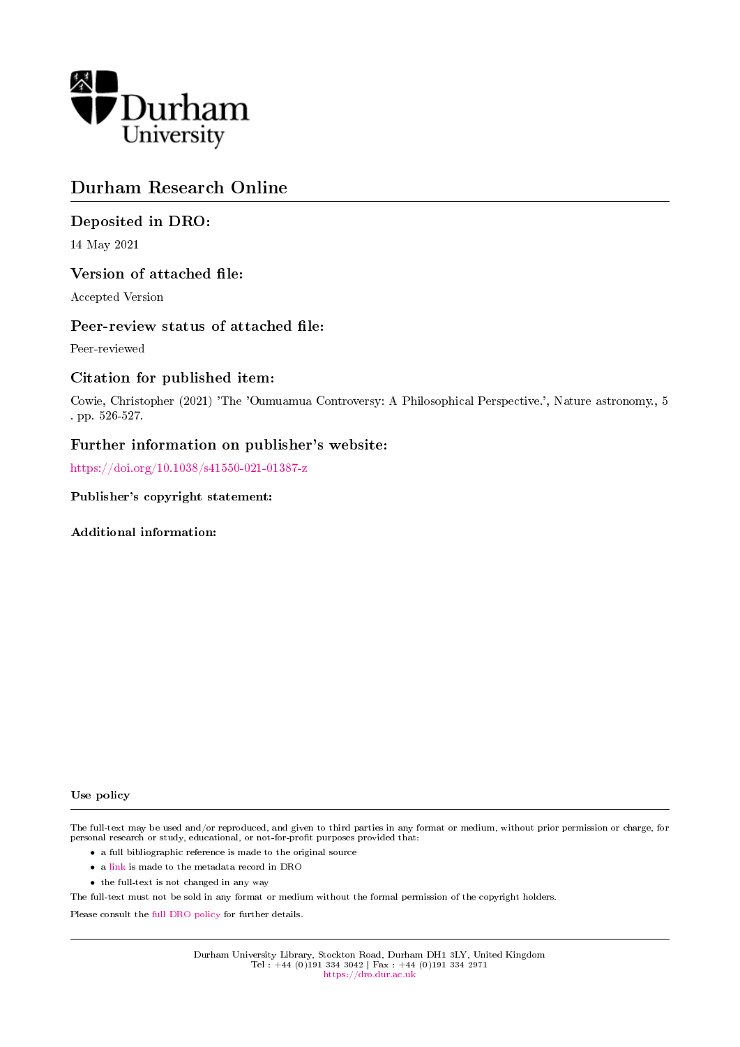Durham University

# Durham Research Online

## Deposited in DRO:

14 May 2021

## Version of attached file:

Accepted Version

## Peer-review status of attached file:

Peer-reviewed

## Citation for published item:

Cowie, Christopher (2021) 'The 'Oumuamua Controversy: A Philosophical Perspective.', Nature astronomy., 5 . pp. 526-527.

## Further information on publisher's website:

https://doi.org/10.1038/s41550-021-01387-z

### Publisher's copyright statement:

### Additional information:

### Use policy

The full-text may be used and/or reproduced, and given to third parties in any format or medium, without prior permission or charge, for personal research or study, educational, or not-for-profit purposes provided that:

- a full bibliographic reference is made to the original source
- a link is made to the metadata record in DRO
- the full-text is not changed in any way

The full-text must not be sold in any format or medium without the formal permission of the copyright holders.

Please consult the full DRO policy for further details.

Durham University Library, Stockton Road, Durham DH1 3LY, United Kingdom
Tel : +44 (0)191 334 3042 | Fax : +44 (0)191 334 2971
https://dro.dur.ac.uk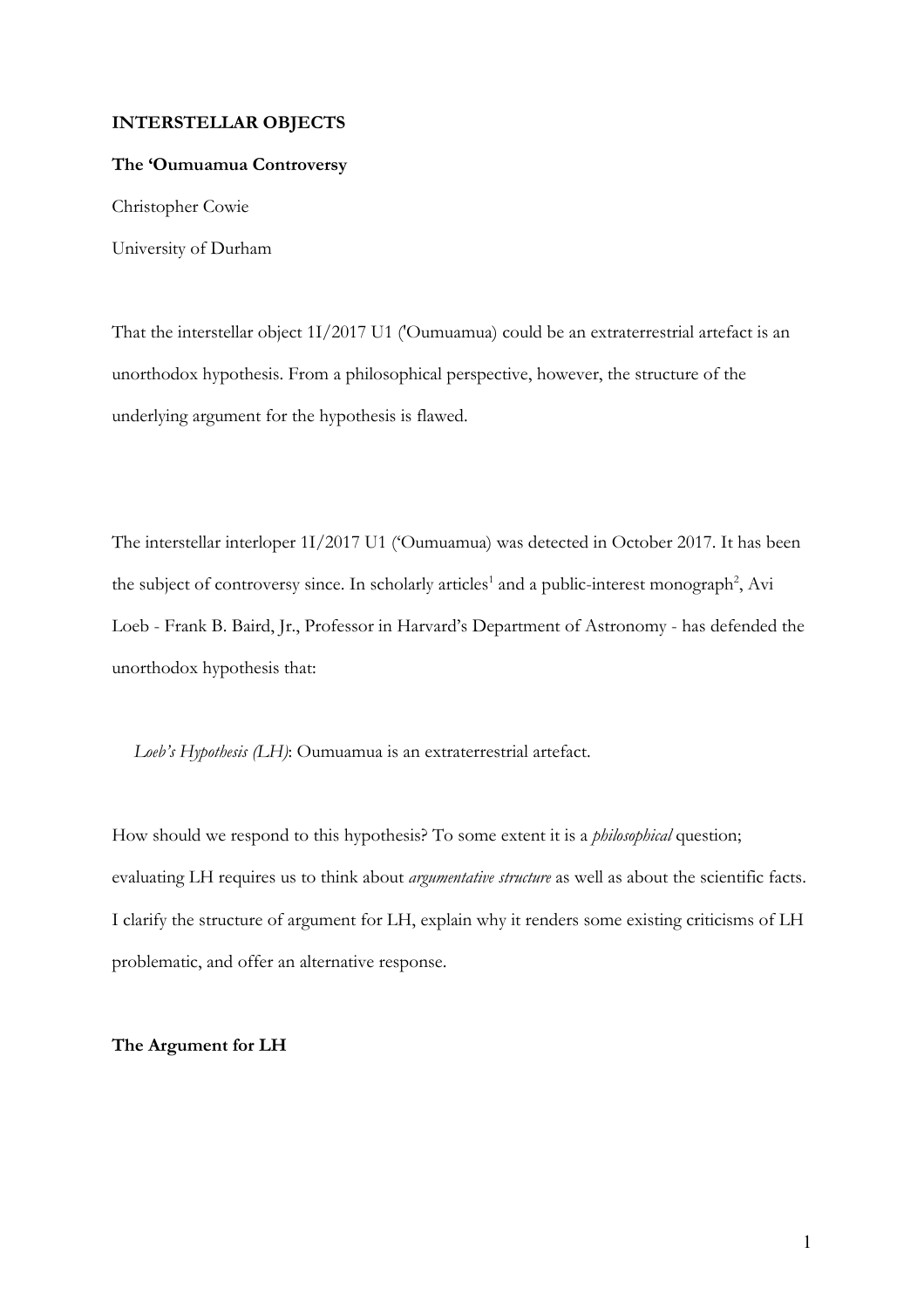**INTERSTELLAR OBJECTS**

**The 'Oumuamua Controversy**

Christopher Cowie

University of Durham

That the interstellar object 1I/2017 U1 ('Oumuamua) could be an extraterrestrial artefact is an unorthodox hypothesis. From a philosophical perspective, however, the structure of the underlying argument for the hypothesis is flawed.

The interstellar interloper 1I/2017 U1 ('Oumuamua) was detected in October 2017. It has been the subject of controversy since. In scholarly articles[1] and a public-interest monograph[2], Avi Loeb - Frank B. Baird, Jr., Professor in Harvard's Department of Astronomy - has defended the unorthodox hypothesis that:

*Loeb's Hypothesis (LH)*: Oumuamua is an extraterrestrial artefact.

How should we respond to this hypothesis? To some extent it is a *philosophical* question; evaluating LH requires us to think about *argumentative structure* as well as about the scientific facts. I clarify the structure of argument for LH, explain why it renders some existing criticisms of LH problematic, and offer an alternative response.

**The Argument for LH**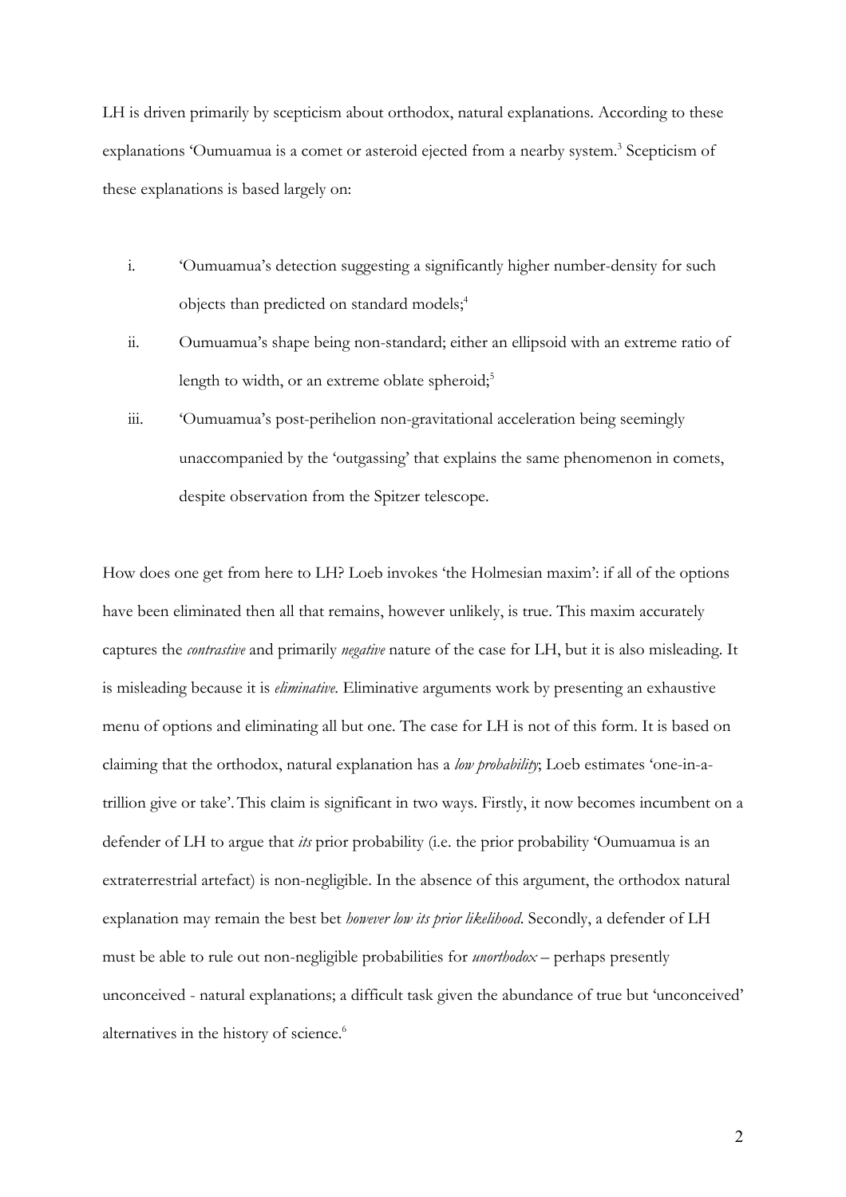LH is driven primarily by scepticism about orthodox, natural explanations. According to these explanations 'Oumuamua is a comet or asteroid ejected from a nearby system.[3] Scepticism of these explanations is based largely on:

i. 'Oumuamua's detection suggesting a significantly higher number-density for such objects than predicted on standard models;[4]

ii. Oumuamua's shape being non-standard; either an ellipsoid with an extreme ratio of length to width, or an extreme oblate spheroid;[5]

iii. 'Oumuamua's post-perihelion non-gravitational acceleration being seemingly unaccompanied by the 'outgassing' that explains the same phenomenon in comets, despite observation from the Spitzer telescope.

How does one get from here to LH? Loeb invokes 'the Holmesian maxim': if all of the options have been eliminated then all that remains, however unlikely, is true. This maxim accurately captures the *contrastive* and primarily *negative* nature of the case for LH, but it is also misleading. It is misleading because it is *eliminative.* Eliminative arguments work by presenting an exhaustive menu of options and eliminating all but one. The case for LH is not of this form. It is based on claiming that the orthodox, natural explanation has a *low probability*; Loeb estimates 'one-in-a-trillion give or take'. This claim is significant in two ways. Firstly, it now becomes incumbent on a defender of LH to argue that *its* prior probability (i.e. the prior probability 'Oumuamua is an extraterrestrial artefact) is non-negligible. In the absence of this argument, the orthodox natural explanation may remain the best bet *however low its prior likelihood*. Secondly, a defender of LH must be able to rule out non-negligible probabilities for *unorthodox* – perhaps presently unconceived - natural explanations; a difficult task given the abundance of true but 'unconceived' alternatives in the history of science.[6]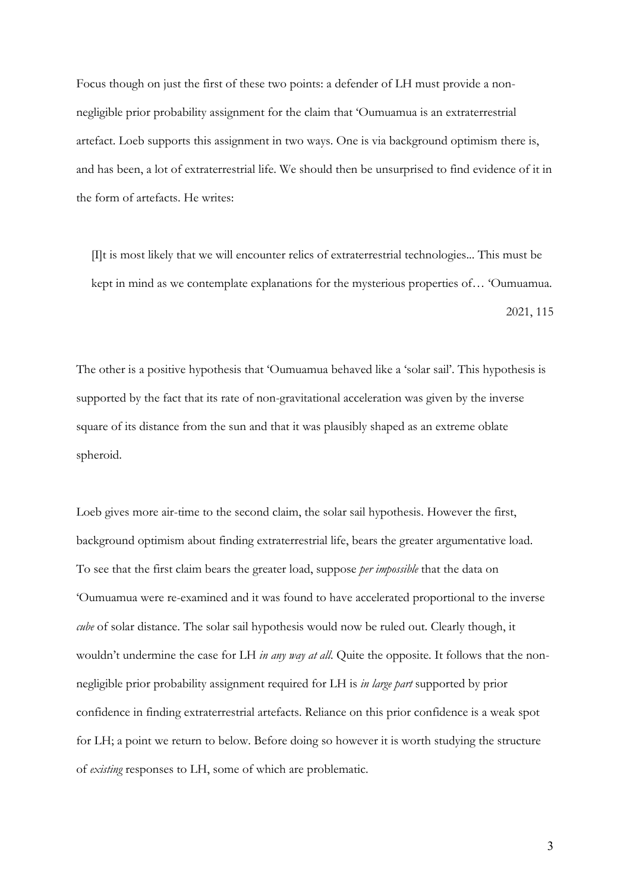Focus though on just the first of these two points: a defender of LH must provide a non-negligible prior probability assignment for the claim that 'Oumuamua is an extraterrestrial artefact. Loeb supports this assignment in two ways. One is via background optimism there is, and has been, a lot of extraterrestrial life. We should then be unsurprised to find evidence of it in the form of artefacts. He writes:

> [I]t is most likely that we will encounter relics of extraterrestrial technologies... This must be kept in mind as we contemplate explanations for the mysterious properties of… 'Oumuamua.
>
> 2021, 115

The other is a positive hypothesis that 'Oumuamua behaved like a 'solar sail'. This hypothesis is supported by the fact that its rate of non-gravitational acceleration was given by the inverse square of its distance from the sun and that it was plausibly shaped as an extreme oblate spheroid.

Loeb gives more air-time to the second claim, the solar sail hypothesis. However the first, background optimism about finding extraterrestrial life, bears the greater argumentative load. To see that the first claim bears the greater load, suppose *per impossible* that the data on 'Oumuamua were re-examined and it was found to have accelerated proportional to the inverse *cube* of solar distance. The solar sail hypothesis would now be ruled out. Clearly though, it wouldn't undermine the case for LH *in any way at all*. Quite the opposite. It follows that the non-negligible prior probability assignment required for LH is *in large part* supported by prior confidence in finding extraterrestrial artefacts. Reliance on this prior confidence is a weak spot for LH; a point we return to below. Before doing so however it is worth studying the structure of *existing* responses to LH, some of which are problematic.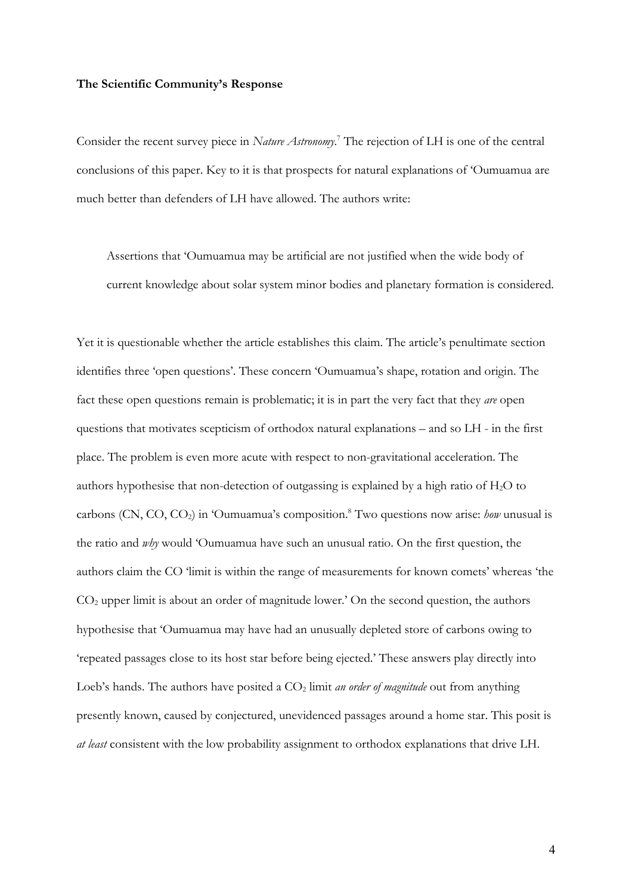**The Scientific Community's Response**

Consider the recent survey piece in *Nature Astronomy*.[7] The rejection of LH is one of the central conclusions of this paper. Key to it is that prospects for natural explanations of 'Oumuamua are much better than defenders of LH have allowed. The authors write:

> Assertions that 'Oumuamua may be artificial are not justified when the wide body of current knowledge about solar system minor bodies and planetary formation is considered.

Yet it is questionable whether the article establishes this claim. The article's penultimate section identifies three 'open questions'. These concern 'Oumuamua's shape, rotation and origin. The fact these open questions remain is problematic; it is in part the very fact that they *are* open questions that motivates scepticism of orthodox natural explanations – and so LH - in the first place. The problem is even more acute with respect to non-gravitational acceleration. The authors hypothesise that non-detection of outgassing is explained by a high ratio of $H_2O$ to carbons (CN, CO, $CO_2$) in 'Oumuamua's composition.[8] Two questions now arise: *how* unusual is the ratio and *why* would 'Oumuamua have such an unusual ratio. On the first question, the authors claim the CO 'limit is within the range of measurements for known comets' whereas 'the $CO_2$ upper limit is about an order of magnitude lower.' On the second question, the authors hypothesise that 'Oumuamua may have had an unusually depleted store of carbons owing to 'repeated passages close to its host star before being ejected.' These answers play directly into Loeb's hands. The authors have posited a $CO_2$ limit *an order of magnitude* out from anything presently known, caused by conjectured, unevidenced passages around a home star. This posit is *at least* consistent with the low probability assignment to orthodox explanations that drive LH.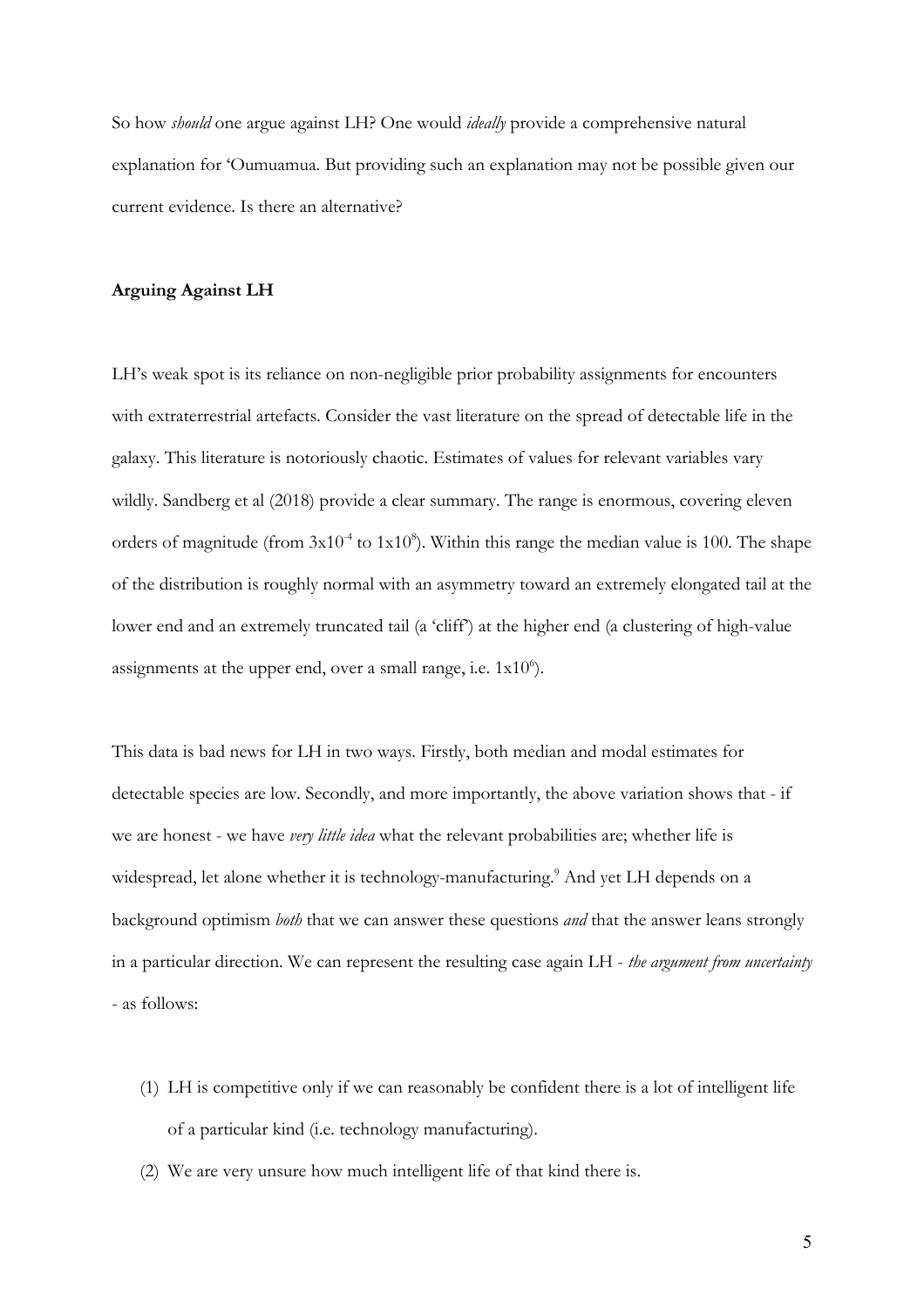So how *should* one argue against LH? One would *ideally* provide a comprehensive natural explanation for 'Oumuamua. But providing such an explanation may not be possible given our current evidence. Is there an alternative?

**Arguing Against LH**

LH's weak spot is its reliance on non-negligible prior probability assignments for encounters with extraterrestrial artefacts. Consider the vast literature on the spread of detectable life in the galaxy. This literature is notoriously chaotic. Estimates of values for relevant variables vary wildly. Sandberg et al (2018) provide a clear summary. The range is enormous, covering eleven orders of magnitude (from $3x10^{-4}$ to $1x10^{8}$). Within this range the median value is 100. The shape of the distribution is roughly normal with an asymmetry toward an extremely elongated tail at the lower end and an extremely truncated tail (a 'cliff') at the higher end (a clustering of high-value assignments at the upper end, over a small range, i.e. $1x10^{6}$).

This data is bad news for LH in two ways. Firstly, both median and modal estimates for detectable species are low. Secondly, and more importantly, the above variation shows that - if we are honest - we have *very little idea* what the relevant probabilities are; whether life is widespread, let alone whether it is technology-manufacturing.[9] And yet LH depends on a background optimism *both* that we can answer these questions *and* that the answer leans strongly in a particular direction. We can represent the resulting case again LH - *the argument from uncertainty* - as follows:

(1) LH is competitive only if we can reasonably be confident there is a lot of intelligent life of a particular kind (i.e. technology manufacturing).

(2) We are very unsure how much intelligent life of that kind there is.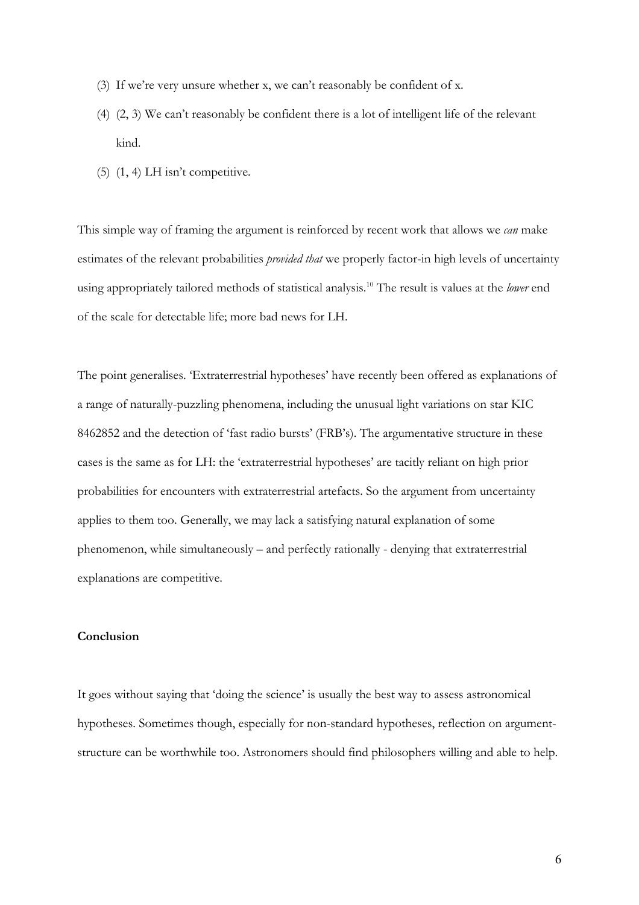(3) If we're very unsure whether x, we can't reasonably be confident of x.

(4) (2, 3) We can't reasonably be confident there is a lot of intelligent life of the relevant kind.

(5) (1, 4) LH isn't competitive.

This simple way of framing the argument is reinforced by recent work that allows we *can* make estimates of the relevant probabilities *provided that* we properly factor-in high levels of uncertainty using appropriately tailored methods of statistical analysis.[10] The result is values at the *lower* end of the scale for detectable life; more bad news for LH.

The point generalises. 'Extraterrestrial hypotheses' have recently been offered as explanations of a range of naturally-puzzling phenomena, including the unusual light variations on star KIC 8462852 and the detection of 'fast radio bursts' (FRB's). The argumentative structure in these cases is the same as for LH: the 'extraterrestrial hypotheses' are tacitly reliant on high prior probabilities for encounters with extraterrestrial artefacts. So the argument from uncertainty applies to them too. Generally, we may lack a satisfying natural explanation of some phenomenon, while simultaneously – and perfectly rationally - denying that extraterrestrial explanations are competitive.

**Conclusion**

It goes without saying that 'doing the science' is usually the best way to assess astronomical hypotheses. Sometimes though, especially for non-standard hypotheses, reflection on argument-structure can be worthwhile too. Astronomers should find philosophers willing and able to help.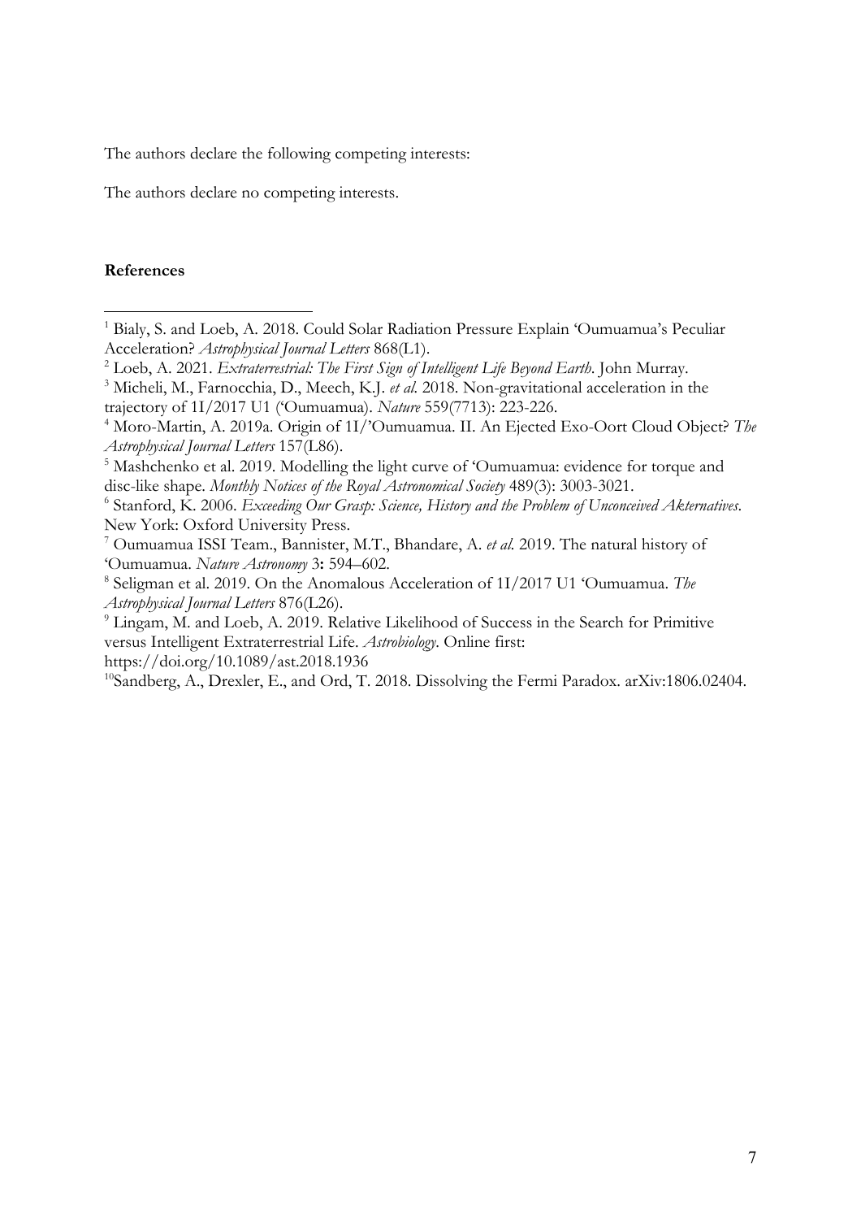The authors declare the following competing interests:

The authors declare no competing interests.

**References**

[1] Bialy, S. and Loeb, A. 2018. Could Solar Radiation Pressure Explain 'Oumuamua's Peculiar Acceleration? *Astrophysical Journal Letters* 868(L1).

[2] Loeb, A. 2021. *Extraterrestrial: The First Sign of Intelligent Life Beyond Earth*. John Murray.

[3] Micheli, M., Farnocchia, D., Meech, K.J. *et al.* 2018. Non-gravitational acceleration in the trajectory of 1I/2017 U1 ('Oumuamua). *Nature* 559(7713): 223-226.

[4] Moro-Martin, A. 2019a. Origin of 1I/'Oumuamua. II. An Ejected Exo-Oort Cloud Object? *The Astrophysical Journal Letters* 157(L86).

[5] Mashchenko et al. 2019. Modelling the light curve of 'Oumuamua: evidence for torque and disc-like shape. *Monthly Notices of the Royal Astronomical Society* 489(3): 3003-3021.

[6] Stanford, K. 2006. *Exceeding Our Grasp: Science, History and the Problem of Unconceived Akternatives*. New York: Oxford University Press.

[7] Oumuamua ISSI Team., Bannister, M.T., Bhandare, A. *et al.* 2019. The natural history of 'Oumuamua. *Nature Astronomy* 3**:** 594–602.

[8] Seligman et al. 2019. On the Anomalous Acceleration of 1I/2017 U1 'Oumuamua. *The Astrophysical Journal Letters* 876(L26).

[9] Lingam, M. and Loeb, A. 2019. Relative Likelihood of Success in the Search for Primitive versus Intelligent Extraterrestrial Life. *Astrobiology*. Online first: https://doi.org/10.1089/ast.2018.1936

[10] Sandberg, A., Drexler, E., and Ord, T. 2018. Dissolving the Fermi Paradox. arXiv:1806.02404.